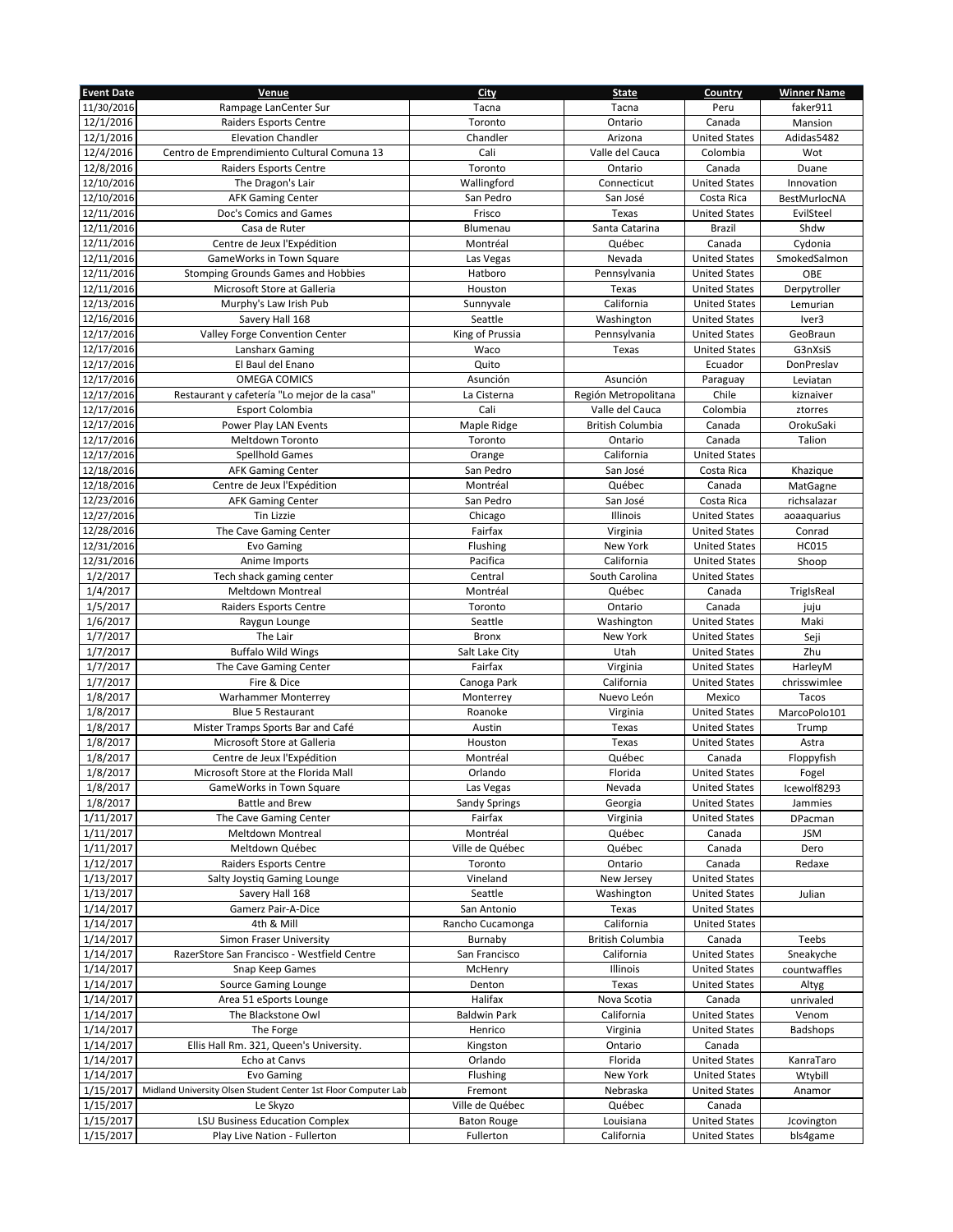| Event Date | Venue | City | State | Country | Winner Name |
|---|---|---|---|---|---|
| 11/30/2016 | Rampage LanCenter Sur | Tacna | Tacna | Peru | faker911 |
| 12/1/2016 | Raiders Esports Centre | Toronto | Ontario | Canada | Mansion |
| 12/1/2016 | Elevation Chandler | Chandler | Arizona | United States | Adidas5482 |
| 12/4/2016 | Centro de Emprendimiento Cultural Comuna 13 | Cali | Valle del Cauca | Colombia | Wot |
| 12/8/2016 | Raiders Esports Centre | Toronto | Ontario | Canada | Duane |
| 12/10/2016 | The Dragon's Lair | Wallingford | Connecticut | United States | Innovation |
| 12/10/2016 | AFK Gaming Center | San Pedro | San José | Costa Rica | BestMurlocNA |
| 12/11/2016 | Doc's Comics and Games | Frisco | Texas | United States | EvilSteel |
| 12/11/2016 | Casa de Ruter | Blumenau | Santa Catarina | Brazil | Shdw |
| 12/11/2016 | Centre de Jeux l'Expédition | Montréal | Québec | Canada | Cydonia |
| 12/11/2016 | GameWorks in Town Square | Las Vegas | Nevada | United States | SmokedSalmon |
| 12/11/2016 | Stomping Grounds Games and Hobbies | Hatboro | Pennsylvania | United States | OBE |
| 12/11/2016 | Microsoft Store at Galleria | Houston | Texas | United States | Derpytroller |
| 12/13/2016 | Murphy's Law Irish Pub | Sunnyvale | California | United States | Lemurian |
| 12/16/2016 | Savery Hall 168 | Seattle | Washington | United States | Iver3 |
| 12/17/2016 | Valley Forge Convention Center | King of Prussia | Pennsylvania | United States | GeoBraun |
| 12/17/2016 | Lansharx Gaming | Waco | Texas | United States | G3nXsiS |
| 12/17/2016 | El Baul del Enano | Quito | | Ecuador | DonPreslav |
| 12/17/2016 | OMEGA COMICS | Asunción | Asunción | Paraguay | Leviatan |
| 12/17/2016 | Restaurant y cafetería "Lo mejor de la casa" | La Cisterna | Región Metropolitana | Chile | kiznaiver |
| 12/17/2016 | Esport Colombia | Cali | Valle del Cauca | Colombia | ztorres |
| 12/17/2016 | Power Play LAN Events | Maple Ridge | British Columbia | Canada | OrokuSaki |
| 12/17/2016 | Meltdown Toronto | Toronto | Ontario | Canada | Talion |
| 12/17/2016 | Spellhold Games | Orange | California | United States | |
| 12/18/2016 | AFK Gaming Center | San Pedro | San José | Costa Rica | Khazique |
| 12/18/2016 | Centre de Jeux l'Expédition | Montréal | Québec | Canada | MatGagne |
| 12/23/2016 | AFK Gaming Center | San Pedro | San José | Costa Rica | richsalazar |
| 12/27/2016 | Tin Lizzie | Chicago | Illinois | United States | aoaaquarius |
| 12/28/2016 | The Cave Gaming Center | Fairfax | Virginia | United States | Conrad |
| 12/31/2016 | Evo Gaming | Flushing | New York | United States | HC015 |
| 12/31/2016 | Anime Imports | Pacifica | California | United States | Shoop |
| 1/2/2017 | Tech shack gaming center | Central | South Carolina | United States | |
| 1/4/2017 | Meltdown Montreal | Montréal | Québec | Canada | TrigIsReal |
| 1/5/2017 | Raiders Esports Centre | Toronto | Ontario | Canada | juju |
| 1/6/2017 | Raygun Lounge | Seattle | Washington | United States | Maki |
| 1/7/2017 | The Lair | Bronx | New York | United States | Seji |
| 1/7/2017 | Buffalo Wild Wings | Salt Lake City | Utah | United States | Zhu |
| 1/7/2017 | The Cave Gaming Center | Fairfax | Virginia | United States | HarleyM |
| 1/7/2017 | Fire & Dice | Canoga Park | California | United States | chrisswimlee |
| 1/8/2017 | Warhammer Monterrey | Monterrey | Nuevo León | Mexico | Tacos |
| 1/8/2017 | Blue 5 Restaurant | Roanoke | Virginia | United States | MarcoPolo101 |
| 1/8/2017 | Mister Tramps Sports Bar and Café | Austin | Texas | United States | Trump |
| 1/8/2017 | Microsoft Store at Galleria | Houston | Texas | United States | Astra |
| 1/8/2017 | Centre de Jeux l'Expédition | Montréal | Québec | Canada | Floppyfish |
| 1/8/2017 | Microsoft Store at the Florida Mall | Orlando | Florida | United States | Fogel |
| 1/8/2017 | GameWorks in Town Square | Las Vegas | Nevada | United States | Icewolf8293 |
| 1/8/2017 | Battle and Brew | Sandy Springs | Georgia | United States | Jammies |
| 1/11/2017 | The Cave Gaming Center | Fairfax | Virginia | United States | DPacman |
| 1/11/2017 | Meltdown Montreal | Montréal | Québec | Canada | JSM |
| 1/11/2017 | Meltdown Québec | Ville de Québec | Québec | Canada | Dero |
| 1/12/2017 | Raiders Esports Centre | Toronto | Ontario | Canada | Redaxe |
| 1/13/2017 | Salty Joystiq Gaming Lounge | Vineland | New Jersey | United States | |
| 1/13/2017 | Savery Hall 168 | Seattle | Washington | United States | Julian |
| 1/14/2017 | Gamerz Pair-A-Dice | San Antonio | Texas | United States | |
| 1/14/2017 | 4th & Mill | Rancho Cucamonga | California | United States | |
| 1/14/2017 | Simon Fraser University | Burnaby | British Columbia | Canada | Teebs |
| 1/14/2017 | RazerStore San Francisco - Westfield Centre | San Francisco | California | United States | Sneakyche |
| 1/14/2017 | Snap Keep Games | McHenry | Illinois | United States | countwaffles |
| 1/14/2017 | Source Gaming Lounge | Denton | Texas | United States | Altyg |
| 1/14/2017 | Area 51 eSports Lounge | Halifax | Nova Scotia | Canada | unrivaled |
| 1/14/2017 | The Blackstone Owl | Baldwin Park | California | United States | Venom |
| 1/14/2017 | The Forge | Henrico | Virginia | United States | Badshops |
| 1/14/2017 | Ellis Hall Rm. 321, Queen's University. | Kingston | Ontario | Canada | |
| 1/14/2017 | Echo at Canvs | Orlando | Florida | United States | KanraTaro |
| 1/14/2017 | Evo Gaming | Flushing | New York | United States | Wtybill |
| 1/15/2017 | Midland University Olsen Student Center 1st Floor Computer Lab | Fremont | Nebraska | United States | Anamor |
| 1/15/2017 | Le Skyzo | Ville de Québec | Québec | Canada | |
| 1/15/2017 | LSU Business Education Complex | Baton Rouge | Louisiana | United States | Jcovington |
| 1/15/2017 | Play Live Nation - Fullerton | Fullerton | California | United States | bls4game |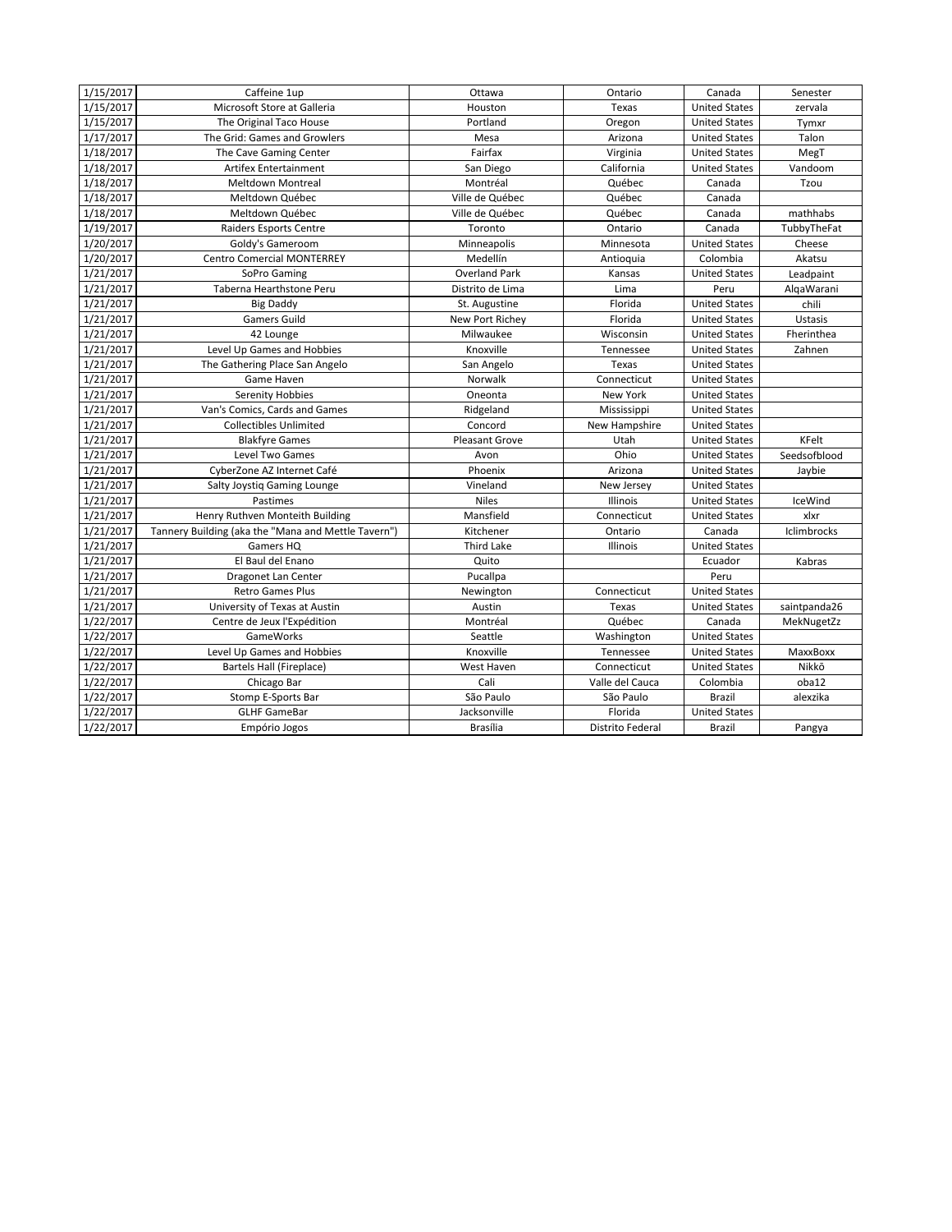| | | | | | |
|---|---|---|---|---|---|
| 1/15/2017 | Caffeine 1up | Ottawa | Ontario | Canada | Senester |
| 1/15/2017 | Microsoft Store at Galleria | Houston | Texas | United States | zervala |
| 1/15/2017 | The Original Taco House | Portland | Oregon | United States | Tymxr |
| 1/17/2017 | The Grid: Games and Growlers | Mesa | Arizona | United States | Talon |
| 1/18/2017 | The Cave Gaming Center | Fairfax | Virginia | United States | MegT |
| 1/18/2017 | Artifex Entertainment | San Diego | California | United States | Vandoom |
| 1/18/2017 | Meltdown Montreal | Montréal | Québec | Canada | Tzou |
| 1/18/2017 | Meltdown Québec | Ville de Québec | Québec | Canada | |
| 1/18/2017 | Meltdown Québec | Ville de Québec | Québec | Canada | mathhabs |
| 1/19/2017 | Raiders Esports Centre | Toronto | Ontario | Canada | TubbyTheFat |
| 1/20/2017 | Goldy's Gameroom | Minneapolis | Minnesota | United States | Cheese |
| 1/20/2017 | Centro Comercial MONTERREY | Medellín | Antioquia | Colombia | Akatsu |
| 1/21/2017 | SoPro Gaming | Overland Park | Kansas | United States | Leadpaint |
| 1/21/2017 | Taberna Hearthstone Peru | Distrito de Lima | Lima | Peru | AlqaWarani |
| 1/21/2017 | Big Daddy | St. Augustine | Florida | United States | chili |
| 1/21/2017 | Gamers Guild | New Port Richey | Florida | United States | Ustasis |
| 1/21/2017 | 42 Lounge | Milwaukee | Wisconsin | United States | Fherinthea |
| 1/21/2017 | Level Up Games and Hobbies | Knoxville | Tennessee | United States | Zahnen |
| 1/21/2017 | The Gathering Place San Angelo | San Angelo | Texas | United States | |
| 1/21/2017 | Game Haven | Norwalk | Connecticut | United States | |
| 1/21/2017 | Serenity Hobbies | Oneonta | New York | United States | |
| 1/21/2017 | Van's Comics, Cards and Games | Ridgeland | Mississippi | United States | |
| 1/21/2017 | Collectibles Unlimited | Concord | New Hampshire | United States | |
| 1/21/2017 | Blakfyre Games | Pleasant Grove | Utah | United States | KFelt |
| 1/21/2017 | Level Two Games | Avon | Ohio | United States | Seedsofblood |
| 1/21/2017 | CyberZone AZ Internet Café | Phoenix | Arizona | United States | Jaybie |
| 1/21/2017 | Salty Joystiq Gaming Lounge | Vineland | New Jersey | United States | |
| 1/21/2017 | Pastimes | Niles | Illinois | United States | IceWind |
| 1/21/2017 | Henry Ruthven Monteith Building | Mansfield | Connecticut | United States | xlxr |
| 1/21/2017 | Tannery Building (aka the "Mana and Mettle Tavern") | Kitchener | Ontario | Canada | Iclimbrocks |
| 1/21/2017 | Gamers HQ | Third Lake | Illinois | United States | |
| 1/21/2017 | El Baul del Enano | Quito | | Ecuador | Kabras |
| 1/21/2017 | Dragonet Lan Center | Pucallpa | | Peru | |
| 1/21/2017 | Retro Games Plus | Newington | Connecticut | United States | |
| 1/21/2017 | University of Texas at Austin | Austin | Texas | United States | saintpanda26 |
| 1/22/2017 | Centre de Jeux l'Expédition | Montréal | Québec | Canada | MekNugetZz |
| 1/22/2017 | GameWorks | Seattle | Washington | United States | |
| 1/22/2017 | Level Up Games and Hobbies | Knoxville | Tennessee | United States | MaxxBoxx |
| 1/22/2017 | Bartels Hall (Fireplace) | West Haven | Connecticut | United States | Nikkō |
| 1/22/2017 | Chicago Bar | Cali | Valle del Cauca | Colombia | oba12 |
| 1/22/2017 | Stomp E-Sports Bar | São Paulo | São Paulo | Brazil | alexzika |
| 1/22/2017 | GLHF GameBar | Jacksonville | Florida | United States | |
| 1/22/2017 | Empório Jogos | Brasília | Distrito Federal | Brazil | Pangya |